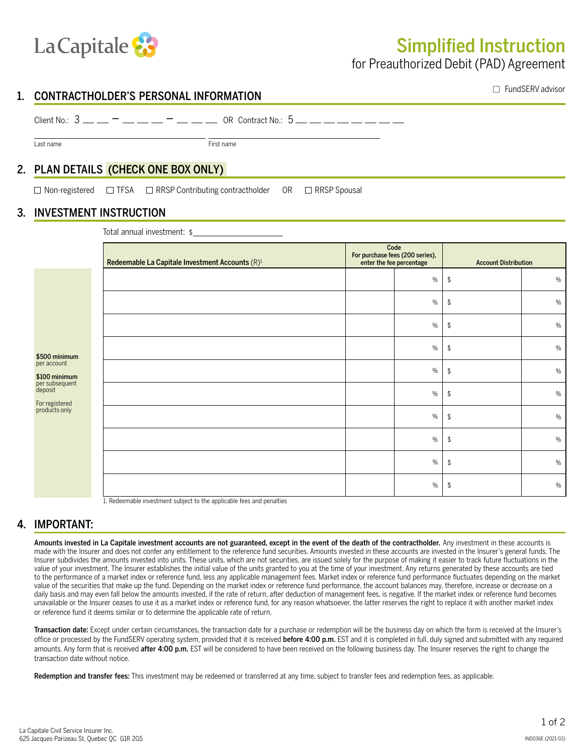La Capitale

# Simplified Instruction

## for Preauthorized Debit (PAD) Agreement

☐ FundSERV advisor

## 1. CONTRACTHOLDER'S PERSONAL INFORMATION

Client No.: 3 __ __ – __ __ __ – __ __ __ OR Contract No.: 5 __ __ __ __ __ __ __ __

Last name ____________________ First name ____________________

## 2. PLAN DETAILS (CHECK ONE BOX ONLY)

☐ Non-registered ☐ TFSA ☐ RRSP Contributing contractholder OR ☐ RRSP Spousal

## 3. INVESTMENT INSTRUCTION

Total annual investment: $____________________

**$500 minimum** per account

**$100 minimum** per subsequent deposit

For registered products only

| Redeemable La Capitale Investment Accounts (R)[1] | Code For purchase fees (200 series), enter the fee percentage | | Account Distribution | |
|---|---|---|---|---|
| | | % | $ | % |
| | | % | $ | % |
| | | % | $ | % |
| | | % | $ | % |
| | | % | $ | % |
| | | % | $ | % |
| | | % | $ | % |
| | | % | $ | % |
| | | % | $ | % |
| | | % | $ | % |

1. Redeemable investment subject to the applicable fees and penalties

## 4. IMPORTANT:

**Amounts invested in La Capitale investment accounts are not guaranteed, except in the event of the death of the contractholder.** Any investment in these accounts is made with the Insurer and does not confer any entitlement to the reference fund securities. Amounts invested in these accounts are invested in the Insurer's general funds. The Insurer subdivides the amounts invested into units. These units, which are not securities, are issued solely for the purpose of making it easier to track future fluctuations in the value of your investment. The Insurer establishes the initial value of the units granted to you at the time of your investment. Any returns generated by these accounts are tied to the performance of a market index or reference fund, less any applicable management fees. Market index or reference fund performance fluctuates depending on the market value of the securities that make up the fund. Depending on the market index or reference fund performance, the account balances may, therefore, increase or decrease on a daily basis and may even fall below the amounts invested, if the rate of return, after deduction of management fees, is negative. If the market index or reference fund becomes unavailable or the Insurer ceases to use it as a market index or reference fund, for any reason whatsoever, the latter reserves the right to replace it with another market index or reference fund it deems similar or to determine the applicable rate of return.

**Transaction date:** Except under certain circumstances, the transaction date for a purchase or redemption will be the business day on which the form is received at the Insurer's office or processed by the FundSERV operating system, provided that it is received **before 4:00 p.m.** EST and it is completed in full, duly signed and submitted with any required amounts. Any form that is received **after 4:00 p.m.** EST will be considered to have been received on the following business day. The Insurer reserves the right to change the transaction date without notice.

**Redemption and transfer fees:** This investment may be redeemed or transferred at any time, subject to transfer fees and redemption fees, as applicable.

La Capitale Civil Service Insurer Inc.
625 Jacques-Parizeau St, Quebec QC G1R 2G5

IND036E (2021-03)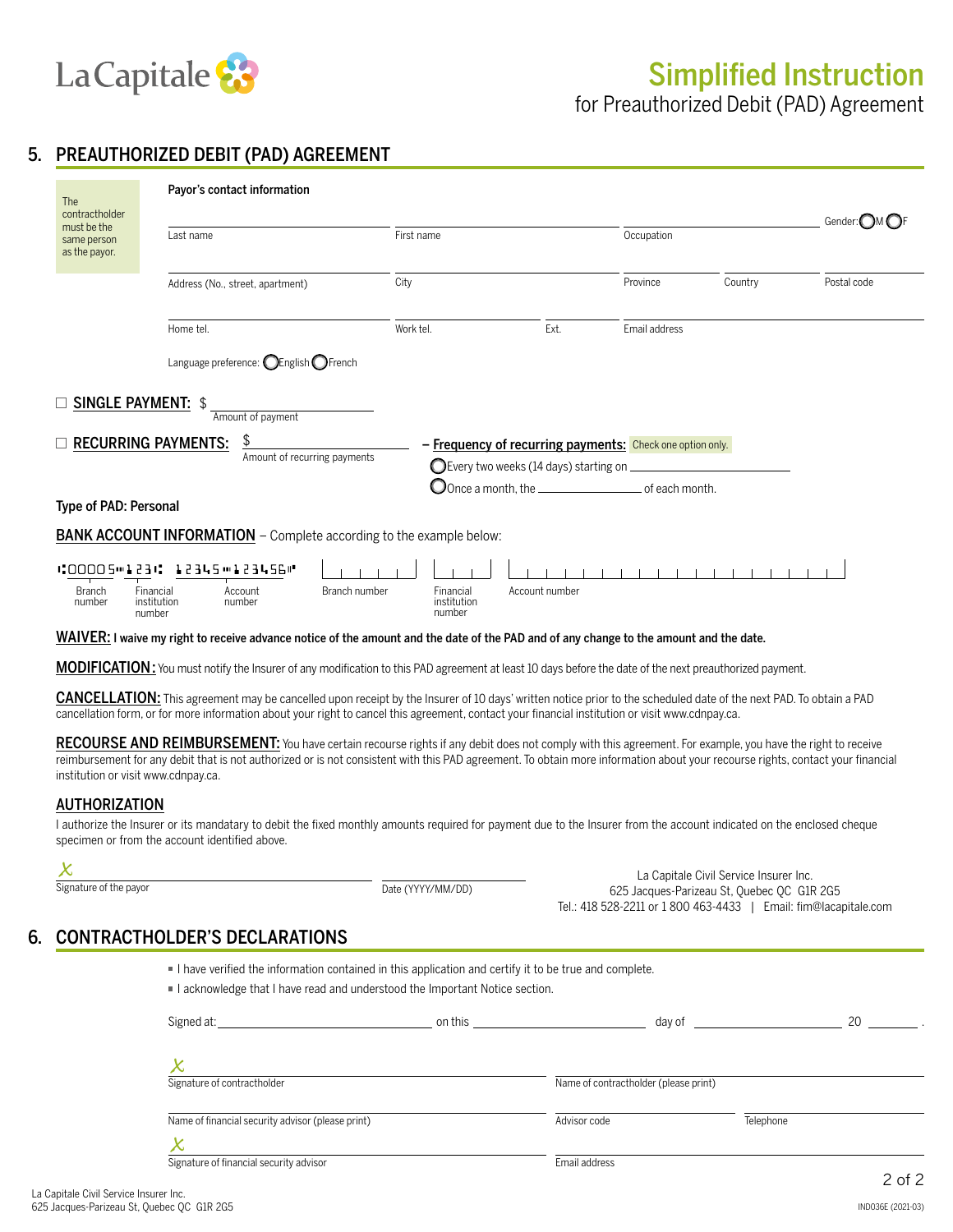LaCapitale

# Simplified Instruction
for Preauthorized Debit (PAD) Agreement

## 5. PREAUTHORIZED DEBIT (PAD) AGREEMENT

The contractholder must be the same person as the payor.

**Payor's contact information**

Last name ____________ First name ____________ Occupation ____________ Gender: ◯ M ◯ F

Address (No., street, apartment) ____________ City ____________ Province ____________ Country ____________ Postal code ____________

Home tel. ____________ Work tel. ____________ Ext. ____________ Email address ____________

Language preference: ◯ English ◯ French

☐ **SINGLE PAYMENT:** $ ____________ Amount of payment

☐ **RECURRING PAYMENTS:** $ ____________ Amount of recurring payments

– **Frequency of recurring payments:** Check one option only.

◯ Every two weeks (14 days) starting on ____________

◯ Once a month, the ____________ of each month.

**Type of PAD: Personal**

**BANK ACCOUNT INFORMATION** – Complete according to the example below:

⑆00005⑈123⑆ 12345⑈123456⑈

Branch number | Financial institution number | Account number

Branch number ____________ Financial institution number ____________ Account number ____________

**WAIVER:** **I waive my right to receive advance notice of the amount and the date of the PAD and of any change to the amount and the date.**

**MODIFICATION:** You must notify the Insurer of any modification to this PAD agreement at least 10 days before the date of the next preauthorized payment.

**CANCELLATION:** This agreement may be cancelled upon receipt by the Insurer of 10 days' written notice prior to the scheduled date of the next PAD. To obtain a PAD cancellation form, or for more information about your right to cancel this agreement, contact your financial institution or visit www.cdnpay.ca.

**RECOURSE AND REIMBURSEMENT:** You have certain recourse rights if any debit does not comply with this agreement. For example, you have the right to receive reimbursement for any debit that is not authorized or is not consistent with this PAD agreement. To obtain more information about your recourse rights, contact your financial institution or visit www.cdnpay.ca.

**AUTHORIZATION**

I authorize the Insurer or its mandatary to debit the fixed monthly amounts required for payment due to the Insurer from the account indicated on the enclosed cheque specimen or from the account identified above.

X ____________ Signature of the payor

____________ Date (YYYY/MM/DD)

La Capitale Civil Service Insurer Inc.
625 Jacques-Parizeau St, Quebec QC G1R 2G5
Tel.: 418 528-2211 or 1 800 463-4433 | Email: fim@lacapitale.com

## 6. CONTRACTHOLDER'S DECLARATIONS

- I have verified the information contained in this application and certify it to be true and complete.
- I acknowledge that I have read and understood the Important Notice section.

Signed at: ____________ on this ____________ day of ____________ 20 ____ .

X ____________ Signature of contractholder

____________ Name of contractholder (please print)

____________ Name of financial security advisor (please print)

____________ Advisor code

____________ Telephone

X ____________ Signature of financial security advisor

____________ Email address

La Capitale Civil Service Insurer Inc.
625 Jacques-Parizeau St, Quebec QC G1R 2G5

IND036E (2021-03)